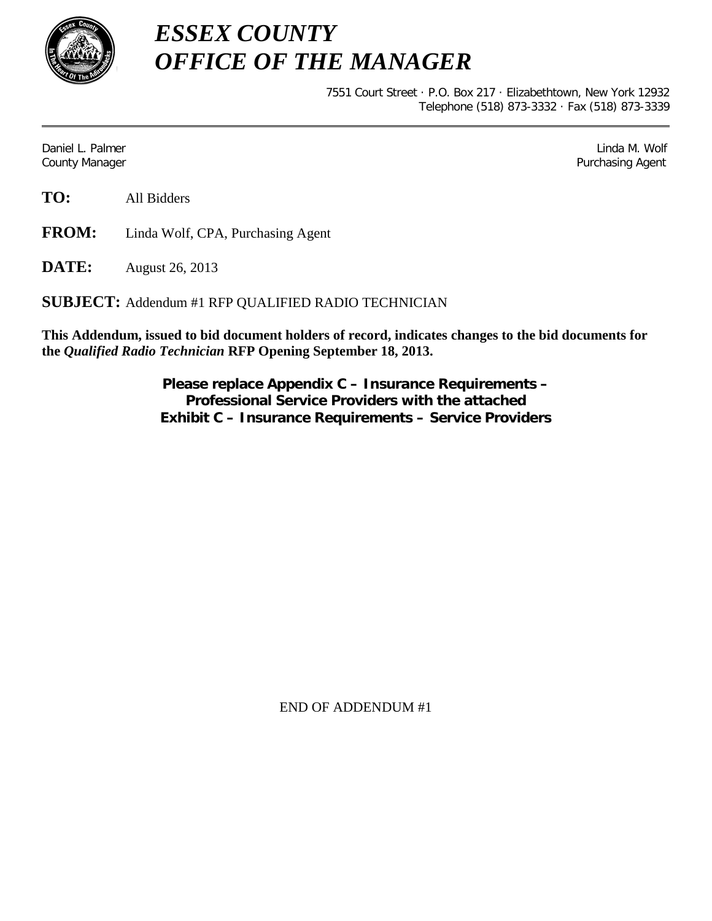# *ESSEX COUNTY*
# *OFFICE OF THE MANAGER*

7551 Court Street · P.O. Box 217 · Elizabethtown, New York 12932
Telephone (518) 873-3332 · Fax (518) 873-3339

Daniel L. Palmer
County Manager

Linda M. Wolf
Purchasing Agent

**TO:** All Bidders

**FROM:** Linda Wolf, CPA, Purchasing Agent

**DATE:** August 26, 2013

**SUBJECT:** Addendum #1 RFP QUALIFIED RADIO TECHNICIAN

**This Addendum, issued to bid document holders of record, indicates changes to the bid documents for the *Qualified Radio Technician* RFP Opening September 18, 2013.**

**Please replace Appendix C – Insurance Requirements – Professional Service Providers with the attached Exhibit C – Insurance Requirements – Service Providers**

END OF ADDENDUM #1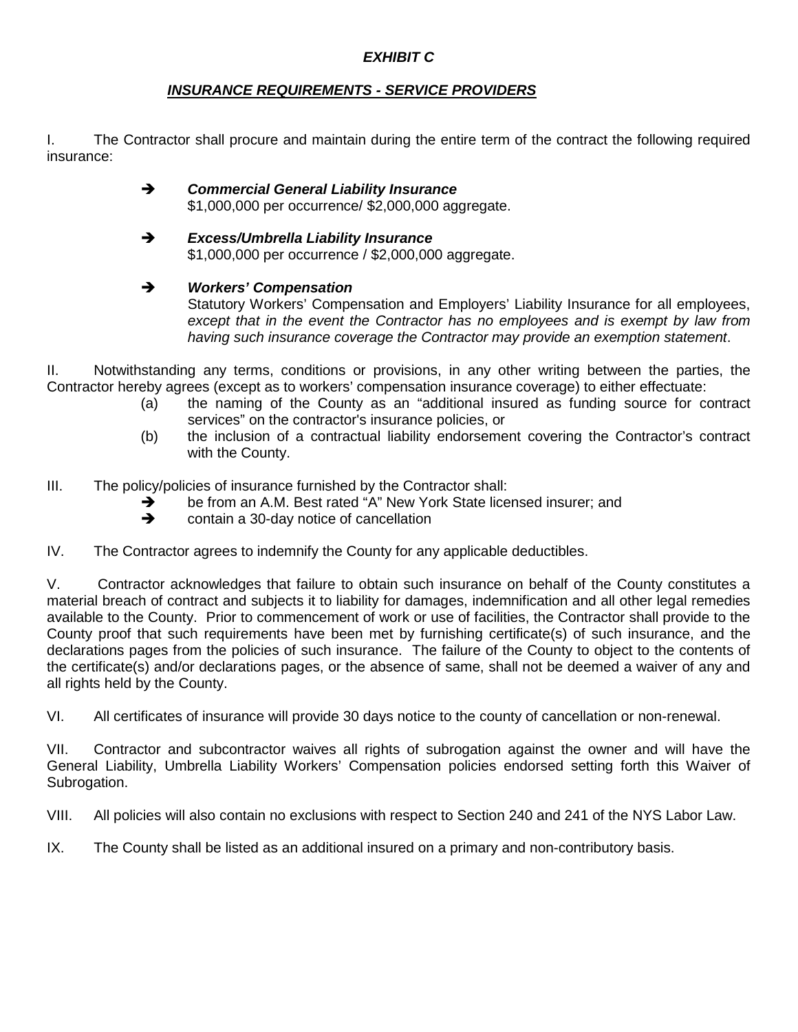***EXHIBIT C***

***INSURANCE REQUIREMENTS - SERVICE PROVIDERS***

I. The Contractor shall procure and maintain during the entire term of the contract the following required insurance:

- ➔ ***Commercial General Liability Insurance***
  $1,000,000 per occurrence/ $2,000,000 aggregate.

- ➔ ***Excess/Umbrella Liability Insurance***
  $1,000,000 per occurrence / $2,000,000 aggregate.

- ➔ ***Workers' Compensation***
  Statutory Workers' Compensation and Employers' Liability Insurance for all employees, *except that in the event the Contractor has no employees and is exempt by law from having such insurance coverage the Contractor may provide an exemption statement*.

II. Notwithstanding any terms, conditions or provisions, in any other writing between the parties, the Contractor hereby agrees (except as to workers' compensation insurance coverage) to either effectuate:

(a) the naming of the County as an "additional insured as funding source for contract services" on the contractor's insurance policies, or

(b) the inclusion of a contractual liability endorsement covering the Contractor's contract with the County.

III. The policy/policies of insurance furnished by the Contractor shall:

- ➔ be from an A.M. Best rated "A" New York State licensed insurer; and
- ➔ contain a 30-day notice of cancellation

IV. The Contractor agrees to indemnify the County for any applicable deductibles.

V. Contractor acknowledges that failure to obtain such insurance on behalf of the County constitutes a material breach of contract and subjects it to liability for damages, indemnification and all other legal remedies available to the County. Prior to commencement of work or use of facilities, the Contractor shall provide to the County proof that such requirements have been met by furnishing certificate(s) of such insurance, and the declarations pages from the policies of such insurance. The failure of the County to object to the contents of the certificate(s) and/or declarations pages, or the absence of same, shall not be deemed a waiver of any and all rights held by the County.

VI. All certificates of insurance will provide 30 days notice to the county of cancellation or non-renewal.

VII. Contractor and subcontractor waives all rights of subrogation against the owner and will have the General Liability, Umbrella Liability Workers' Compensation policies endorsed setting forth this Waiver of Subrogation.

VIII. All policies will also contain no exclusions with respect to Section 240 and 241 of the NYS Labor Law.

IX. The County shall be listed as an additional insured on a primary and non-contributory basis.